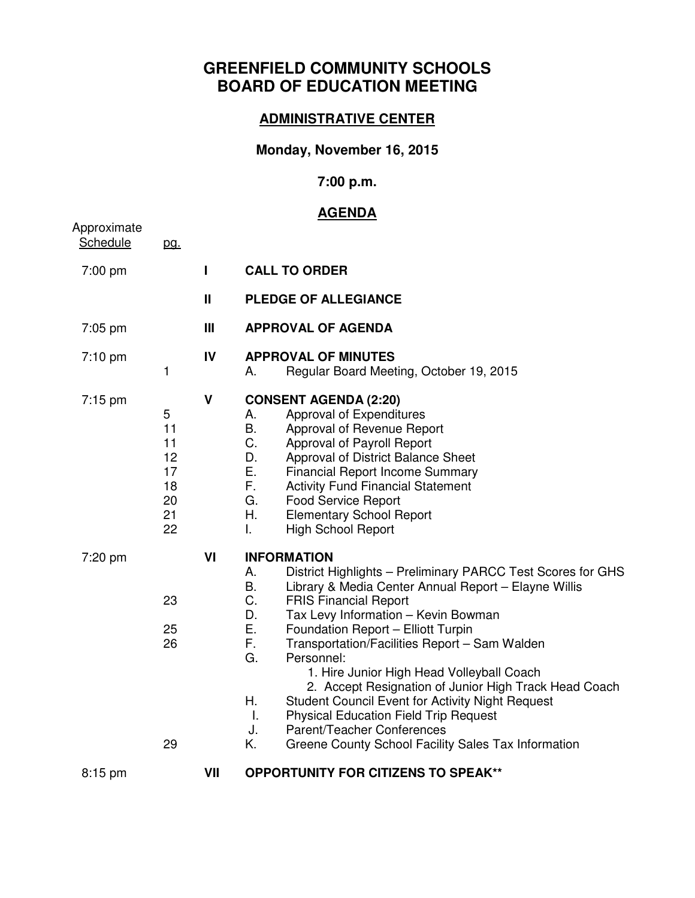# GREENFIELD COMMUNITY SCHOOLS
# BOARD OF EDUCATION MEETING

## ADMINISTRATIVE CENTER

**Monday, November 16, 2015**

**7:00 p.m.**

## AGENDA

| Approximate Schedule | pg. | | |
|---|---|---|---|
| 7:00 pm | | I | **CALL TO ORDER** |
| | | II | **PLEDGE OF ALLEGIANCE** |
| 7:05 pm | | III | **APPROVAL OF AGENDA** |
| 7:10 pm | | IV | **APPROVAL OF MINUTES** |
| | 1 | | A. Regular Board Meeting, October 19, 2015 |
| 7:15 pm | | V | **CONSENT AGENDA (2:20)** |
| | 5 | | A. Approval of Expenditures |
| | 11 | | B. Approval of Revenue Report |
| | 11 | | C. Approval of Payroll Report |
| | 12 | | D. Approval of District Balance Sheet |
| | 17 | | E. Financial Report Income Summary |
| | 18 | | F. Activity Fund Financial Statement |
| | 20 | | G. Food Service Report |
| | 21 | | H. Elementary School Report |
| | 22 | | I. High School Report |
| 7:20 pm | | VI | **INFORMATION** |
| | | | A. District Highlights – Preliminary PARCC Test Scores for GHS |
| | | | B. Library & Media Center Annual Report – Elayne Willis |
| | 23 | | C. FRIS Financial Report |
| | | | D. Tax Levy Information – Kevin Bowman |
| | 25 | | E. Foundation Report – Elliott Turpin |
| | 26 | | F. Transportation/Facilities Report – Sam Walden |
| | | | G. Personnel: |
| | | | 1. Hire Junior High Head Volleyball Coach |
| | | | 2. Accept Resignation of Junior High Track Head Coach |
| | | | H. Student Council Event for Activity Night Request |
| | | | I. Physical Education Field Trip Request |
| | | | J. Parent/Teacher Conferences |
| | 29 | | K. Greene County School Facility Sales Tax Information |
| 8:15 pm | | VII | **OPPORTUNITY FOR CITIZENS TO SPEAK**** |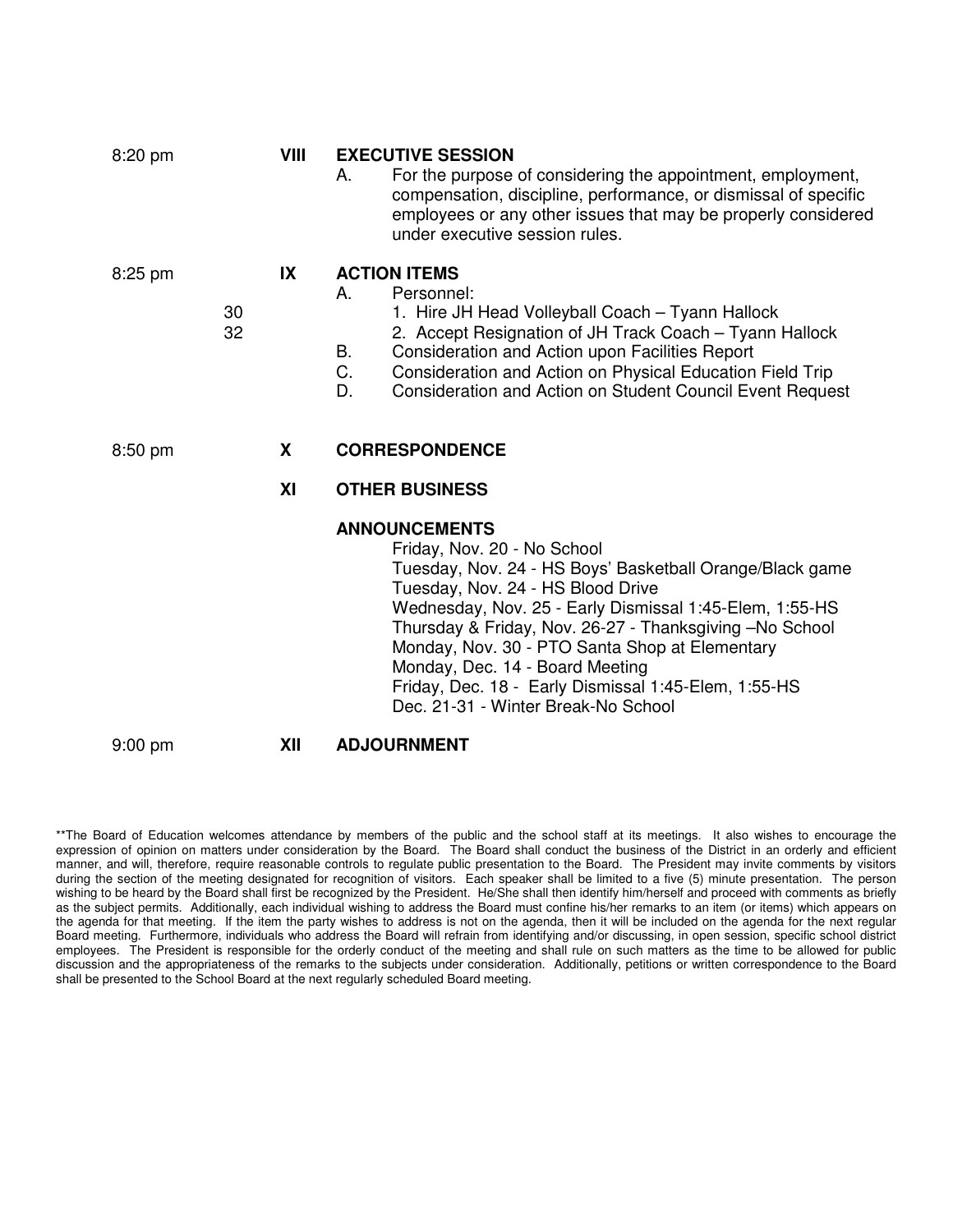8:20 pm **VIII** **EXECUTIVE SESSION**

A. For the purpose of considering the appointment, employment, compensation, discipline, performance, or dismissal of specific employees or any other issues that may be properly considered under executive session rules.

8:25 pm **IX** **ACTION ITEMS**

A. Personnel:

30 — 1. Hire JH Head Volleyball Coach – Tyann Hallock

32 — 2. Accept Resignation of JH Track Coach – Tyann Hallock

B. Consideration and Action upon Facilities Report

C. Consideration and Action on Physical Education Field Trip

D. Consideration and Action on Student Council Event Request

8:50 pm **X** **CORRESPONDENCE**

**XI** **OTHER BUSINESS**

**ANNOUNCEMENTS**

Friday, Nov. 20 - No School
Tuesday, Nov. 24 - HS Boys' Basketball Orange/Black game
Tuesday, Nov. 24 - HS Blood Drive
Wednesday, Nov. 25 - Early Dismissal 1:45-Elem, 1:55-HS
Thursday & Friday, Nov. 26-27 - Thanksgiving –No School
Monday, Nov. 30 - PTO Santa Shop at Elementary
Monday, Dec. 14 - Board Meeting
Friday, Dec. 18 - Early Dismissal 1:45-Elem, 1:55-HS
Dec. 21-31 - Winter Break-No School

9:00 pm **XII** **ADJOURNMENT**

**The Board of Education welcomes attendance by members of the public and the school staff at its meetings. It also wishes to encourage the expression of opinion on matters under consideration by the Board. The Board shall conduct the business of the District in an orderly and efficient manner, and will, therefore, require reasonable controls to regulate public presentation to the Board. The President may invite comments by visitors during the section of the meeting designated for recognition of visitors. Each speaker shall be limited to a five (5) minute presentation. The person wishing to be heard by the Board shall first be recognized by the President. He/She shall then identify him/herself and proceed with comments as briefly as the subject permits. Additionally, each individual wishing to address the Board must confine his/her remarks to an item (or items) which appears on the agenda for that meeting. If the item the party wishes to address is not on the agenda, then it will be included on the agenda for the next regular Board meeting. Furthermore, individuals who address the Board will refrain from identifying and/or discussing, in open session, specific school district employees. The President is responsible for the orderly conduct of the meeting and shall rule on such matters as the time to be allowed for public discussion and the appropriateness of the remarks to the subjects under consideration. Additionally, petitions or written correspondence to the Board shall be presented to the School Board at the next regularly scheduled Board meeting.